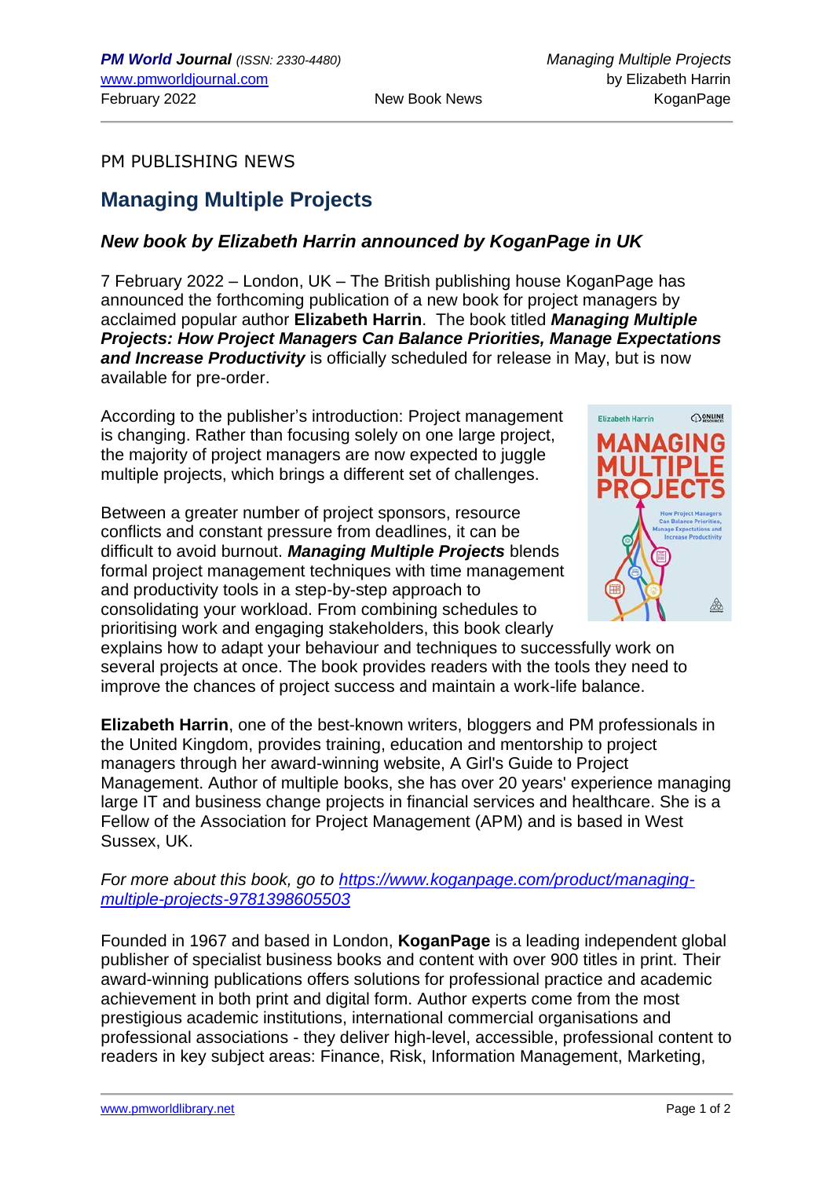PM PUBLISHING NEWS

# Managing Multiple Projects

## *New book by Elizabeth Harrin announced by KoganPage in UK*

7 February 2022 – London, UK – The British publishing house KoganPage has announced the forthcoming publication of a new book for project managers by acclaimed popular author **Elizabeth Harrin**. The book titled ***Managing Multiple Projects: How Project Managers Can Balance Priorities, Manage Expectations and Increase Productivity*** is officially scheduled for release in May, but is now available for pre-order.

According to the publisher's introduction: Project management is changing. Rather than focusing solely on one large project, the majority of project managers are now expected to juggle multiple projects, which brings a different set of challenges.

Between a greater number of project sponsors, resource conflicts and constant pressure from deadlines, it can be difficult to avoid burnout. ***Managing Multiple Projects*** blends formal project management techniques with time management and productivity tools in a step-by-step approach to consolidating your workload. From combining schedules to prioritising work and engaging stakeholders, this book clearly explains how to adapt your behaviour and techniques to successfully work on several projects at once. The book provides readers with the tools they need to improve the chances of project success and maintain a work-life balance.

**Elizabeth Harrin**, one of the best-known writers, bloggers and PM professionals in the United Kingdom, provides training, education and mentorship to project managers through her award-winning website, A Girl's Guide to Project Management. Author of multiple books, she has over 20 years' experience managing large IT and business change projects in financial services and healthcare. She is a Fellow of the Association for Project Management (APM) and is based in West Sussex, UK.

*For more about this book, go to https://www.koganpage.com/product/managing-multiple-projects-9781398605503*

Founded in 1967 and based in London, **KoganPage** is a leading independent global publisher of specialist business books and content with over 900 titles in print. Their award-winning publications offers solutions for professional practice and academic achievement in both print and digital form. Author experts come from the most prestigious academic institutions, international commercial organisations and professional associations - they deliver high-level, accessible, professional content to readers in key subject areas: Finance, Risk, Information Management, Marketing,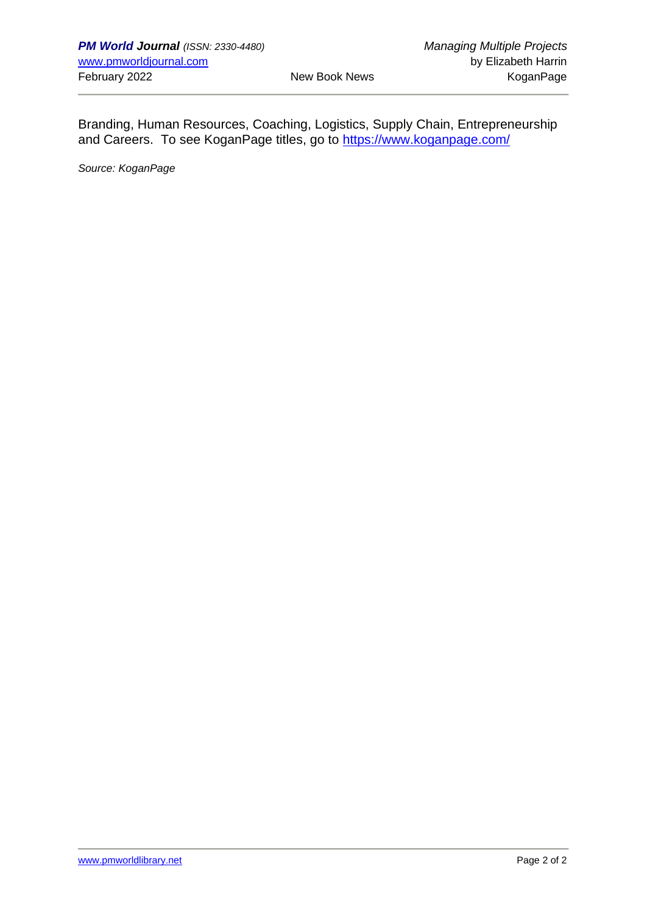Branding, Human Resources, Coaching, Logistics, Supply Chain, Entrepreneurship and Careers. To see KoganPage titles, go to https://www.koganpage.com/

*Source: KoganPage*